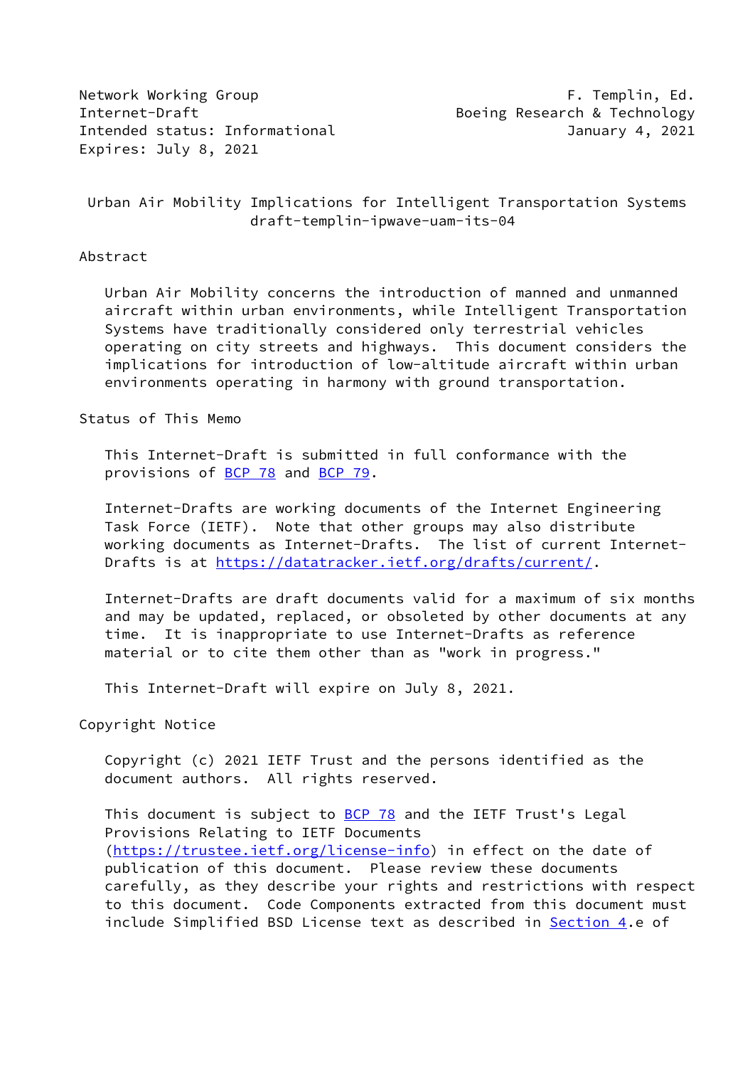Network Working Group F. Templin, Ed.
Internet-Draft Boeing Research & Technology
Intended status: Informational January 4, 2021
Expires: July 8, 2021

# Urban Air Mobility Implications for Intelligent Transportation Systems
draft-templin-ipwave-uam-its-04

## Abstract

Urban Air Mobility concerns the introduction of manned and unmanned aircraft within urban environments, while Intelligent Transportation Systems have traditionally considered only terrestrial vehicles operating on city streets and highways. This document considers the implications for introduction of low-altitude aircraft within urban environments operating in harmony with ground transportation.

## Status of This Memo

This Internet-Draft is submitted in full conformance with the provisions of BCP 78 and BCP 79.

Internet-Drafts are working documents of the Internet Engineering Task Force (IETF). Note that other groups may also distribute working documents as Internet-Drafts. The list of current Internet-Drafts is at https://datatracker.ietf.org/drafts/current/.

Internet-Drafts are draft documents valid for a maximum of six months and may be updated, replaced, or obsoleted by other documents at any time. It is inappropriate to use Internet-Drafts as reference material or to cite them other than as "work in progress."

This Internet-Draft will expire on July 8, 2021.

## Copyright Notice

Copyright (c) 2021 IETF Trust and the persons identified as the document authors. All rights reserved.

This document is subject to BCP 78 and the IETF Trust's Legal Provisions Relating to IETF Documents (https://trustee.ietf.org/license-info) in effect on the date of publication of this document. Please review these documents carefully, as they describe your rights and restrictions with respect to this document. Code Components extracted from this document must include Simplified BSD License text as described in Section 4.e of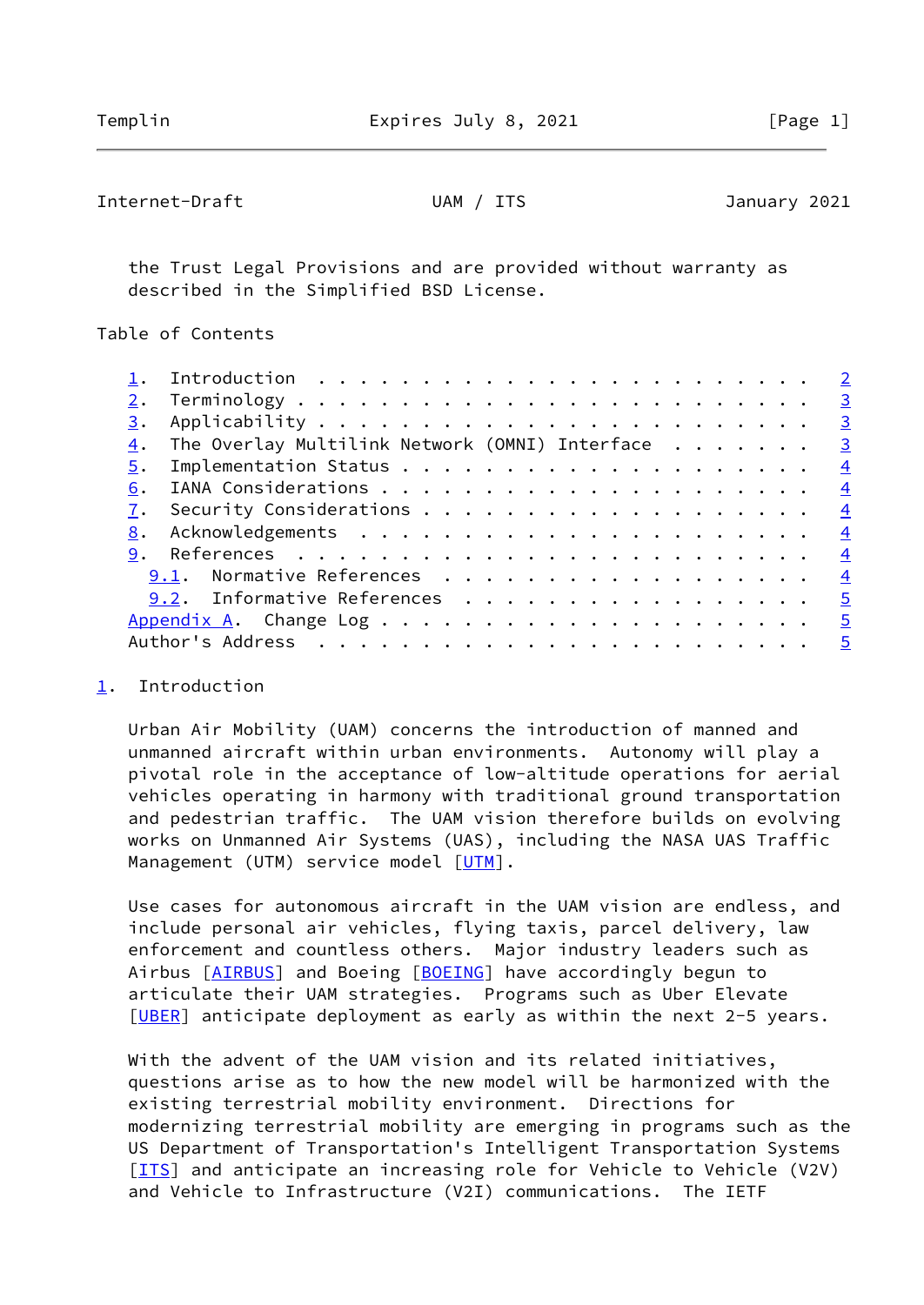the Trust Legal Provisions and are provided without warranty as described in the Simplified BSD License.

Table of Contents

- 1. Introduction . . . . . . . . . . . . . . . . . . . . . . . . 2
- 2. Terminology . . . . . . . . . . . . . . . . . . . . . . . . 3
- 3. Applicability . . . . . . . . . . . . . . . . . . . . . . . 3
- 4. The Overlay Multilink Network (OMNI) Interface . . . . . . . 3
- 5. Implementation Status . . . . . . . . . . . . . . . . . . . 4
- 6. IANA Considerations . . . . . . . . . . . . . . . . . . . . 4
- 7. Security Considerations . . . . . . . . . . . . . . . . . . 4
- 8. Acknowledgements . . . . . . . . . . . . . . . . . . . . . 4
- 9. References . . . . . . . . . . . . . . . . . . . . . . . . 4
  - 9.1. Normative References . . . . . . . . . . . . . . . . . 4
  - 9.2. Informative References . . . . . . . . . . . . . . . . 5
- Appendix A. Change Log . . . . . . . . . . . . . . . . . . . . 5
- Author's Address . . . . . . . . . . . . . . . . . . . . . . . 5

## 1. Introduction

Urban Air Mobility (UAM) concerns the introduction of manned and unmanned aircraft within urban environments. Autonomy will play a pivotal role in the acceptance of low-altitude operations for aerial vehicles operating in harmony with traditional ground transportation and pedestrian traffic. The UAM vision therefore builds on evolving works on Unmanned Air Systems (UAS), including the NASA UAS Traffic Management (UTM) service model [UTM].

Use cases for autonomous aircraft in the UAM vision are endless, and include personal air vehicles, flying taxis, parcel delivery, law enforcement and countless others. Major industry leaders such as Airbus [AIRBUS] and Boeing [BOEING] have accordingly begun to articulate their UAM strategies. Programs such as Uber Elevate [UBER] anticipate deployment as early as within the next 2-5 years.

With the advent of the UAM vision and its related initiatives, questions arise as to how the new model will be harmonized with the existing terrestrial mobility environment. Directions for modernizing terrestrial mobility are emerging in programs such as the US Department of Transportation's Intelligent Transportation Systems [ITS] and anticipate an increasing role for Vehicle to Vehicle (V2V) and Vehicle to Infrastructure (V2I) communications. The IETF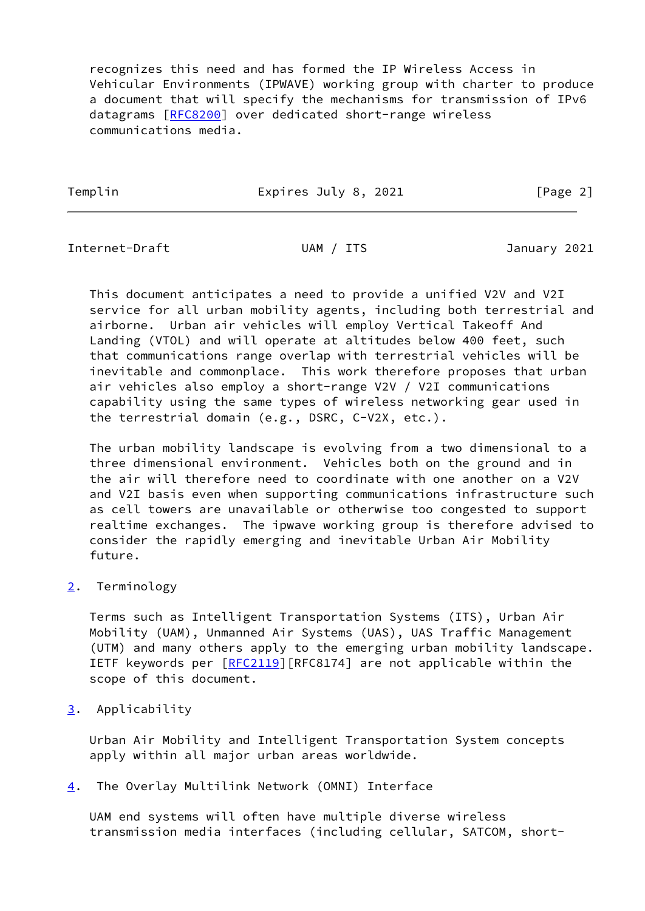recognizes this need and has formed the IP Wireless Access in Vehicular Environments (IPWAVE) working group with charter to produce a document that will specify the mechanisms for transmission of IPv6 datagrams [RFC8200] over dedicated short-range wireless communications media.

This document anticipates a need to provide a unified V2V and V2I service for all urban mobility agents, including both terrestrial and airborne. Urban air vehicles will employ Vertical Takeoff And Landing (VTOL) and will operate at altitudes below 400 feet, such that communications range overlap with terrestrial vehicles will be inevitable and commonplace. This work therefore proposes that urban air vehicles also employ a short-range V2V / V2I communications capability using the same types of wireless networking gear used in the terrestrial domain (e.g., DSRC, C-V2X, etc.).

The urban mobility landscape is evolving from a two dimensional to a three dimensional environment. Vehicles both on the ground and in the air will therefore need to coordinate with one another on a V2V and V2I basis even when supporting communications infrastructure such as cell towers are unavailable or otherwise too congested to support realtime exchanges. The ipwave working group is therefore advised to consider the rapidly emerging and inevitable Urban Air Mobility future.

## 2. Terminology

Terms such as Intelligent Transportation Systems (ITS), Urban Air Mobility (UAM), Unmanned Air Systems (UAS), UAS Traffic Management (UTM) and many others apply to the emerging urban mobility landscape. IETF keywords per [RFC2119][RFC8174] are not applicable within the scope of this document.

## 3. Applicability

Urban Air Mobility and Intelligent Transportation System concepts apply within all major urban areas worldwide.

## 4. The Overlay Multilink Network (OMNI) Interface

UAM end systems will often have multiple diverse wireless transmission media interfaces (including cellular, SATCOM, short-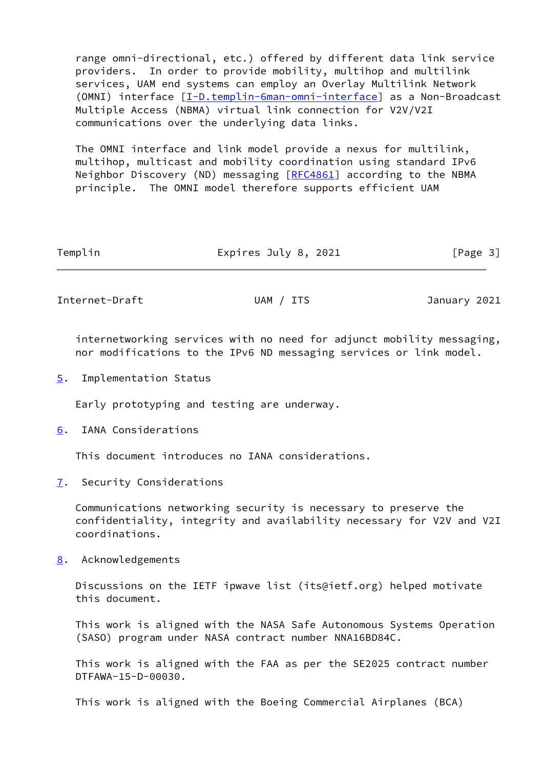range omni-directional, etc.) offered by different data link service providers. In order to provide mobility, multihop and multilink services, UAM end systems can employ an Overlay Multilink Network (OMNI) interface [I-D.templin-6man-omni-interface] as a Non-Broadcast Multiple Access (NBMA) virtual link connection for V2V/V2I communications over the underlying data links.

The OMNI interface and link model provide a nexus for multilink, multihop, multicast and mobility coordination using standard IPv6 Neighbor Discovery (ND) messaging [RFC4861] according to the NBMA principle. The OMNI model therefore supports efficient UAM internetworking services with no need for adjunct mobility messaging, nor modifications to the IPv6 ND messaging services or link model.

## 5. Implementation Status

Early prototyping and testing are underway.

## 6. IANA Considerations

This document introduces no IANA considerations.

## 7. Security Considerations

Communications networking security is necessary to preserve the confidentiality, integrity and availability necessary for V2V and V2I coordinations.

## 8. Acknowledgements

Discussions on the IETF ipwave list (its@ietf.org) helped motivate this document.

This work is aligned with the NASA Safe Autonomous Systems Operation (SASO) program under NASA contract number NNA16BD84C.

This work is aligned with the FAA as per the SE2025 contract number DTFAWA-15-D-00030.

This work is aligned with the Boeing Commercial Airplanes (BCA)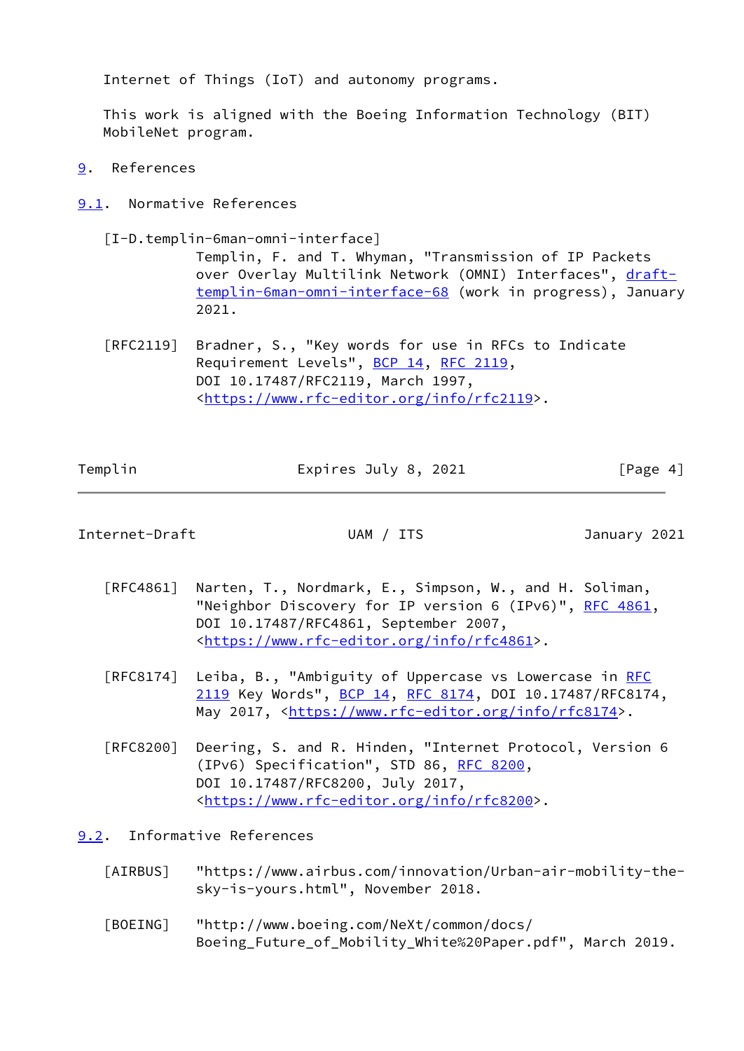Internet of Things (IoT) and autonomy programs.

This work is aligned with the Boeing Information Technology (BIT) MobileNet program.

# 9. References

## 9.1. Normative References

[I-D.templin-6man-omni-interface]
Templin, F. and T. Whyman, "Transmission of IP Packets over Overlay Multilink Network (OMNI) Interfaces", draft-templin-6man-omni-interface-68 (work in progress), January 2021.

[RFC2119] Bradner, S., "Key words for use in RFCs to Indicate Requirement Levels", BCP 14, RFC 2119, DOI 10.17487/RFC2119, March 1997, <https://www.rfc-editor.org/info/rfc2119>.

[RFC4861] Narten, T., Nordmark, E., Simpson, W., and H. Soliman, "Neighbor Discovery for IP version 6 (IPv6)", RFC 4861, DOI 10.17487/RFC4861, September 2007, <https://www.rfc-editor.org/info/rfc4861>.

[RFC8174] Leiba, B., "Ambiguity of Uppercase vs Lowercase in RFC 2119 Key Words", BCP 14, RFC 8174, DOI 10.17487/RFC8174, May 2017, <https://www.rfc-editor.org/info/rfc8174>.

[RFC8200] Deering, S. and R. Hinden, "Internet Protocol, Version 6 (IPv6) Specification", STD 86, RFC 8200, DOI 10.17487/RFC8200, July 2017, <https://www.rfc-editor.org/info/rfc8200>.

## 9.2. Informative References

[AIRBUS] "https://www.airbus.com/innovation/Urban-air-mobility-the-sky-is-yours.html", November 2018.

[BOEING] "http://www.boeing.com/NeXt/common/docs/Boeing_Future_of_Mobility_White%20Paper.pdf", March 2019.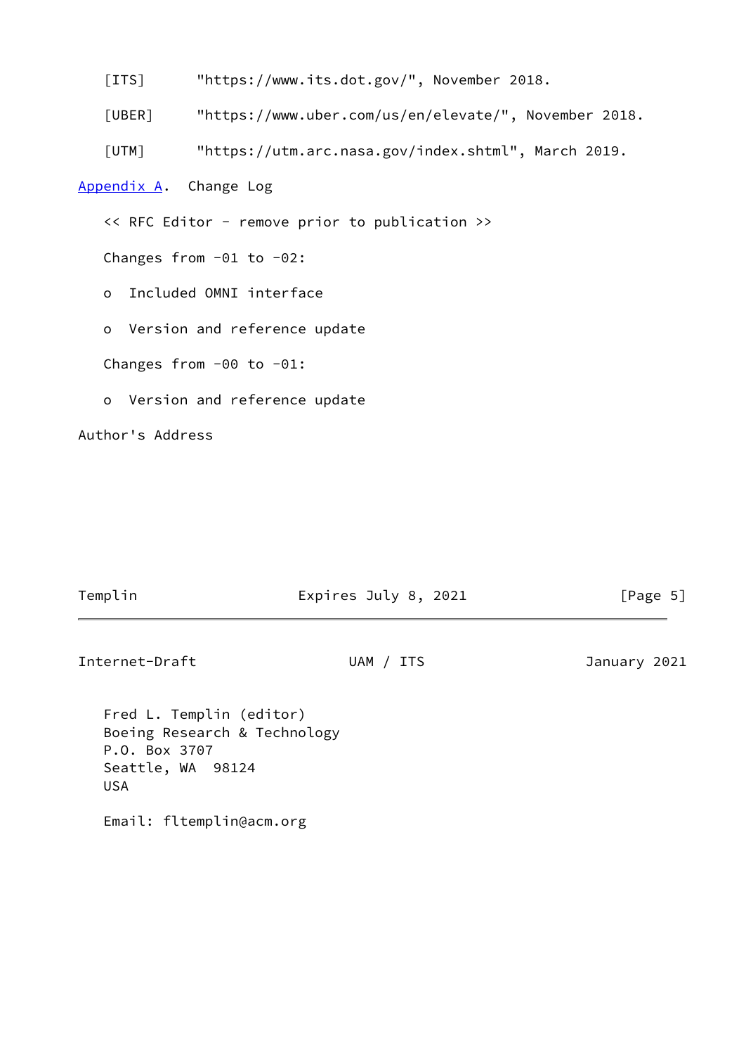[ITS] "https://www.its.dot.gov/", November 2018.

[UBER] "https://www.uber.com/us/en/elevate/", November 2018.

[UTM] "https://utm.arc.nasa.gov/index.shtml", March 2019.

## Appendix A. Change Log

<< RFC Editor - remove prior to publication >>

Changes from -01 to -02:

- o Included OMNI interface
- o Version and reference update

Changes from -00 to -01:

- o Version and reference update

## Author's Address

Fred L. Templin (editor)
Boeing Research & Technology
P.O. Box 3707
Seattle, WA 98124
USA

Email: fltemplin@acm.org